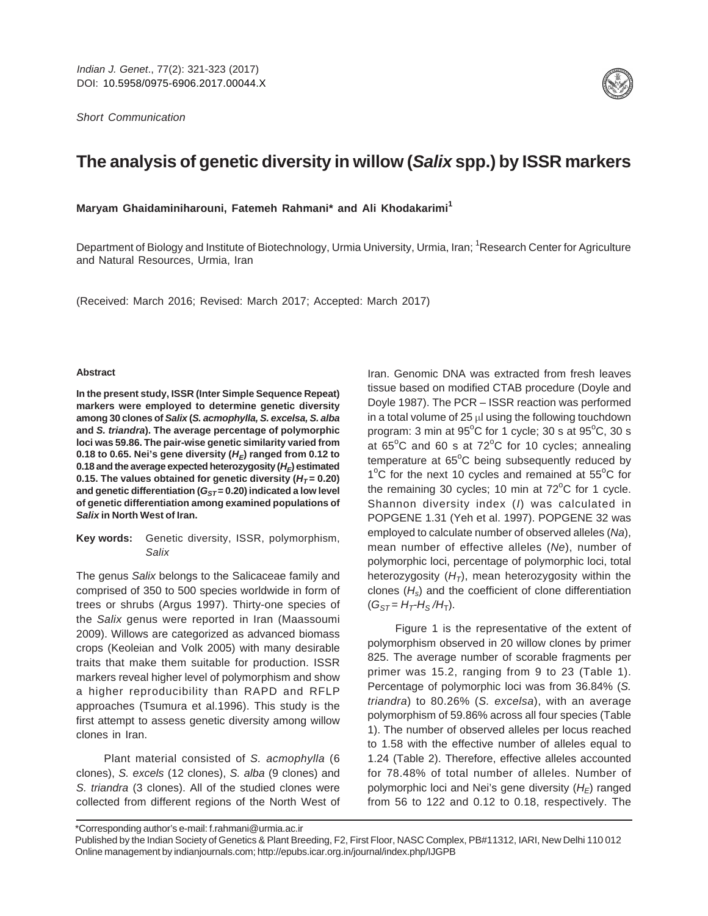Indian J. Genet., 77(2): 321-323 (2017)
DOI: 10.5958/0975-6906.2017.00044.X

*Short Communication*

# The analysis of genetic diversity in willow (*Salix* spp.) by ISSR markers

**Maryam Ghaidaminiharouni, Fatemeh Rahmani\* and Ali Khodakarimi[1]**

Department of Biology and Institute of Biotechnology, Urmia University, Urmia, Iran; [1]Research Center for Agriculture and Natural Resources, Urmia, Iran

(Received: March 2016; Revised: March 2017; Accepted: March 2017)

## Abstract

**In the present study, ISSR (Inter Simple Sequence Repeat) markers were employed to determine genetic diversity among 30 clones of *Salix* (*S. acmophylla, S. excelsa, S. alba* and *S. triandra*). The average percentage of polymorphic loci was 59.86. The pair-wise genetic similarity varied from 0.18 to 0.65. Nei's gene diversity ($H_E$) ranged from 0.12 to 0.18 and the average expected heterozygosity ($H_E$) estimated 0.15. The values obtained for genetic diversity ($H_T$ = 0.20) and genetic differentiation ($G_{ST}$ = 0.20) indicated a low level of genetic differentiation among examined populations of *Salix* in North West of Iran.**

**Key words:** Genetic diversity, ISSR, polymorphism, *Salix*

The genus *Salix* belongs to the Salicaceae family and comprised of 350 to 500 species worldwide in form of trees or shrubs (Argus 1997). Thirty-one species of the *Salix* genus were reported in Iran (Maassoumi 2009). Willows are categorized as advanced biomass crops (Keoleian and Volk 2005) with many desirable traits that make them suitable for production. ISSR markers reveal higher level of polymorphism and show a higher reproducibility than RAPD and RFLP approaches (Tsumura et al.1996). This study is the first attempt to assess genetic diversity among willow clones in Iran.

Plant material consisted of *S. acmophylla* (6 clones), *S. excels* (12 clones), *S. alba* (9 clones) and *S. triandra* (3 clones). All of the studied clones were collected from different regions of the North West of Iran. Genomic DNA was extracted from fresh leaves tissue based on modified CTAB procedure (Doyle and Doyle 1987). The PCR – ISSR reaction was performed in a total volume of 25 μl using the following touchdown program: 3 min at 95°C for 1 cycle; 30 s at 95°C, 30 s at 65°C and 60 s at 72°C for 10 cycles; annealing temperature at 65°C being subsequently reduced by 1°C for the next 10 cycles and remained at 55°C for the remaining 30 cycles; 10 min at 72°C for 1 cycle. Shannon diversity index (*I*) was calculated in POPGENE 1.31 (Yeh et al. 1997). POPGENE 32 was employed to calculate number of observed alleles (*Na*), mean number of effective alleles (*Ne*), number of polymorphic loci, percentage of polymorphic loci, total heterozygosity ($H_T$), mean heterozygosity within the clones ($H_s$) and the coefficient of clone differentiation ($G_{ST} = H_T\text{-}H_S/H_T$).

Figure 1 is the representative of the extent of polymorphism observed in 20 willow clones by primer 825. The average number of scorable fragments per primer was 15.2, ranging from 9 to 23 (Table 1). Percentage of polymorphic loci was from 36.84% (*S. triandra*) to 80.26% (*S. excelsa*), with an average polymorphism of 59.86% across all four species (Table 1). The number of observed alleles per locus reached to 1.58 with the effective number of alleles equal to 1.24 (Table 2). Therefore, effective alleles accounted for 78.48% of total number of alleles. Number of polymorphic loci and Nei's gene diversity ($H_E$) ranged from 56 to 122 and 0.12 to 0.18, respectively. The

\*Corresponding author's e-mail: f.rahmani@urmia.ac.ir

Published by the Indian Society of Genetics & Plant Breeding, F2, First Floor, NASC Complex, PB#11312, IARI, New Delhi 110 012
Online management by indianjournals.com; http://epubs.icar.org.in/journal/index.php/IJGPB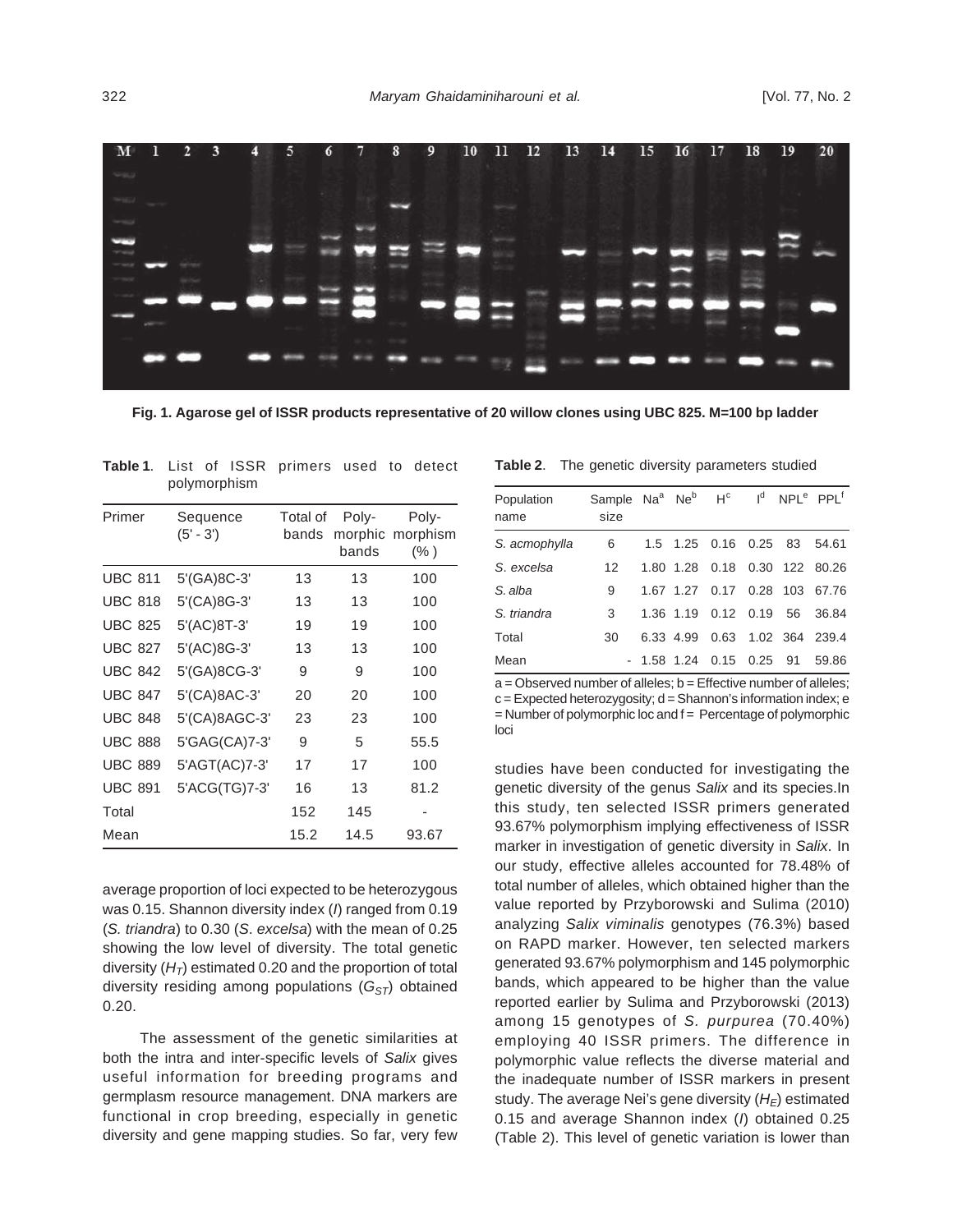Fig. 1. Agarose gel of ISSR products representative of 20 willow clones using UBC 825. M=100 bp ladder

**Table 1**. List of ISSR primers used to detect polymorphism

| Primer | Sequence (5' - 3') | Total of bands | Poly-morphic bands | Poly-morphism (%) |
|---|---|---|---|---|
| UBC 811 | 5'(GA)8C-3' | 13 | 13 | 100 |
| UBC 818 | 5'(CA)8G-3' | 13 | 13 | 100 |
| UBC 825 | 5'(AC)8T-3' | 19 | 19 | 100 |
| UBC 827 | 5'(AC)8G-3' | 13 | 13 | 100 |
| UBC 842 | 5'(GA)8CG-3' | 9 | 9 | 100 |
| UBC 847 | 5'(CA)8AC-3' | 20 | 20 | 100 |
| UBC 848 | 5'(CA)8AGC-3' | 23 | 23 | 100 |
| UBC 888 | 5'GAG(CA)7-3' | 9 | 5 | 55.5 |
| UBC 889 | 5'AGT(AC)7-3' | 17 | 17 | 100 |
| UBC 891 | 5'ACG(TG)7-3' | 16 | 13 | 81.2 |
| Total | | 152 | 145 | - |
| Mean | | 15.2 | 14.5 | 93.67 |

average proportion of loci expected to be heterozygous was 0.15. Shannon diversity index (*I*) ranged from 0.19 (*S. triandra*) to 0.30 (*S. excelsa*) with the mean of 0.25 showing the low level of diversity. The total genetic diversity ($H_T$) estimated 0.20 and the proportion of total diversity residing among populations ($G_{ST}$) obtained 0.20.

The assessment of the genetic similarities at both the intra and inter-specific levels of *Salix* gives useful information for breeding programs and germplasm resource management. DNA markers are functional in crop breeding, especially in genetic diversity and gene mapping studies. So far, very few

**Table 2**. The genetic diversity parameters studied

| Population name | Sample size | Na[a] | Ne[b] | H[c] | I[d] | NPL[e] | PPL[f] |
|---|---|---|---|---|---|---|---|
| *S. acmophylla* | 6 | 1.5 | 1.25 | 0.16 | 0.25 | 83 | 54.61 |
| *S. excelsa* | 12 | 1.80 | 1.28 | 0.18 | 0.30 | 122 | 80.26 |
| *S. alba* | 9 | 1.67 | 1.27 | 0.17 | 0.28 | 103 | 67.76 |
| *S. triandra* | 3 | 1.36 | 1.19 | 0.12 | 0.19 | 56 | 36.84 |
| Total | 30 | 6.33 | 4.99 | 0.63 | 1.02 | 364 | 239.4 |
| Mean | - | 1.58 | 1.24 | 0.15 | 0.25 | 91 | 59.86 |

a = Observed number of alleles; b = Effective number of alleles; c = Expected heterozygosity; d = Shannon's information index; e = Number of polymorphic loc and f = Percentage of polymorphic loci

studies have been conducted for investigating the genetic diversity of the genus *Salix* and its species.In this study, ten selected ISSR primers generated 93.67% polymorphism implying effectiveness of ISSR marker in investigation of genetic diversity in *Salix*. In our study, effective alleles accounted for 78.48% of total number of alleles, which obtained higher than the value reported by Przyborowski and Sulima (2010) analyzing *Salix viminalis* genotypes (76.3%) based on RAPD marker. However, ten selected markers generated 93.67% polymorphism and 145 polymorphic bands, which appeared to be higher than the value reported earlier by Sulima and Przyborowski (2013) among 15 genotypes of *S. purpurea* (70.40%) employing 40 ISSR primers. The difference in polymorphic value reflects the diverse material and the inadequate number of ISSR markers in present study. The average Nei's gene diversity ($H_E$) estimated 0.15 and average Shannon index (*I*) obtained 0.25 (Table 2). This level of genetic variation is lower than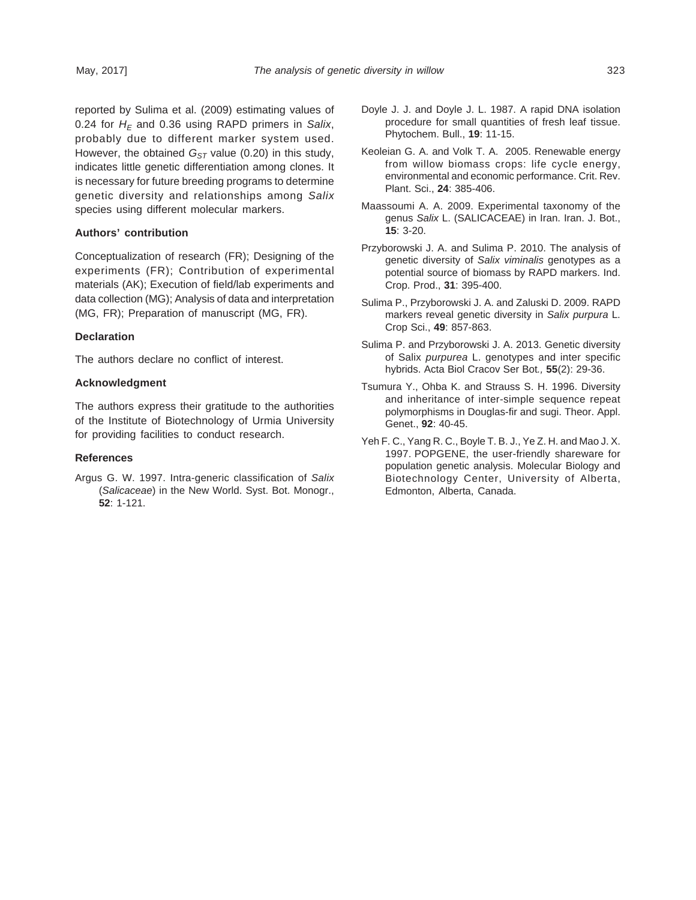reported by Sulima et al. (2009) estimating values of 0.24 for $H_E$ and 0.36 using RAPD primers in *Salix*, probably due to different marker system used. However, the obtained $G_{ST}$ value (0.20) in this study, indicates little genetic differentiation among clones. It is necessary for future breeding programs to determine genetic diversity and relationships among *Salix* species using different molecular markers.

### Authors' contribution

Conceptualization of research (FR); Designing of the experiments (FR); Contribution of experimental materials (AK); Execution of field/lab experiments and data collection (MG); Analysis of data and interpretation (MG, FR); Preparation of manuscript (MG, FR).

### Declaration

The authors declare no conflict of interest.

### Acknowledgment

The authors express their gratitude to the authorities of the Institute of Biotechnology of Urmia University for providing facilities to conduct research.

### References

Argus G. W. 1997. Intra-generic classification of *Salix* (*Salicaceae*) in the New World. Syst. Bot. Monogr., **52**: 1-121.

Doyle J. J. and Doyle J. L. 1987. A rapid DNA isolation procedure for small quantities of fresh leaf tissue. Phytochem. Bull., **19**: 11-15.

Keoleian G. A. and Volk T. A. 2005. Renewable energy from willow biomass crops: life cycle energy, environmental and economic performance. Crit. Rev. Plant. Sci., **24**: 385-406.

Maassoumi A. A. 2009. Experimental taxonomy of the genus *Salix* L. (SALICACEAE) in Iran. Iran. J. Bot., **15**: 3-20.

Przyborowski J. A. and Sulima P. 2010. The analysis of genetic diversity of *Salix viminalis* genotypes as a potential source of biomass by RAPD markers. Ind. Crop. Prod., **31**: 395-400.

Sulima P., Przyborowski J. A. and Zaluski D. 2009. RAPD markers reveal genetic diversity in *Salix purpura* L. Crop Sci., **49**: 857-863.

Sulima P. and Przyborowski J. A. 2013. Genetic diversity of Salix *purpurea* L. genotypes and inter specific hybrids. Acta Biol Cracov Ser Bot*.*, **55**(2): 29-36.

Tsumura Y., Ohba K. and Strauss S. H. 1996. Diversity and inheritance of inter-simple sequence repeat polymorphisms in Douglas-fir and sugi. Theor. Appl. Genet., **92**: 40-45.

Yeh F. C., Yang R. C., Boyle T. B. J., Ye Z. H. and Mao J. X. 1997. POPGENE, the user-friendly shareware for population genetic analysis. Molecular Biology and Biotechnology Center, University of Alberta, Edmonton, Alberta, Canada.